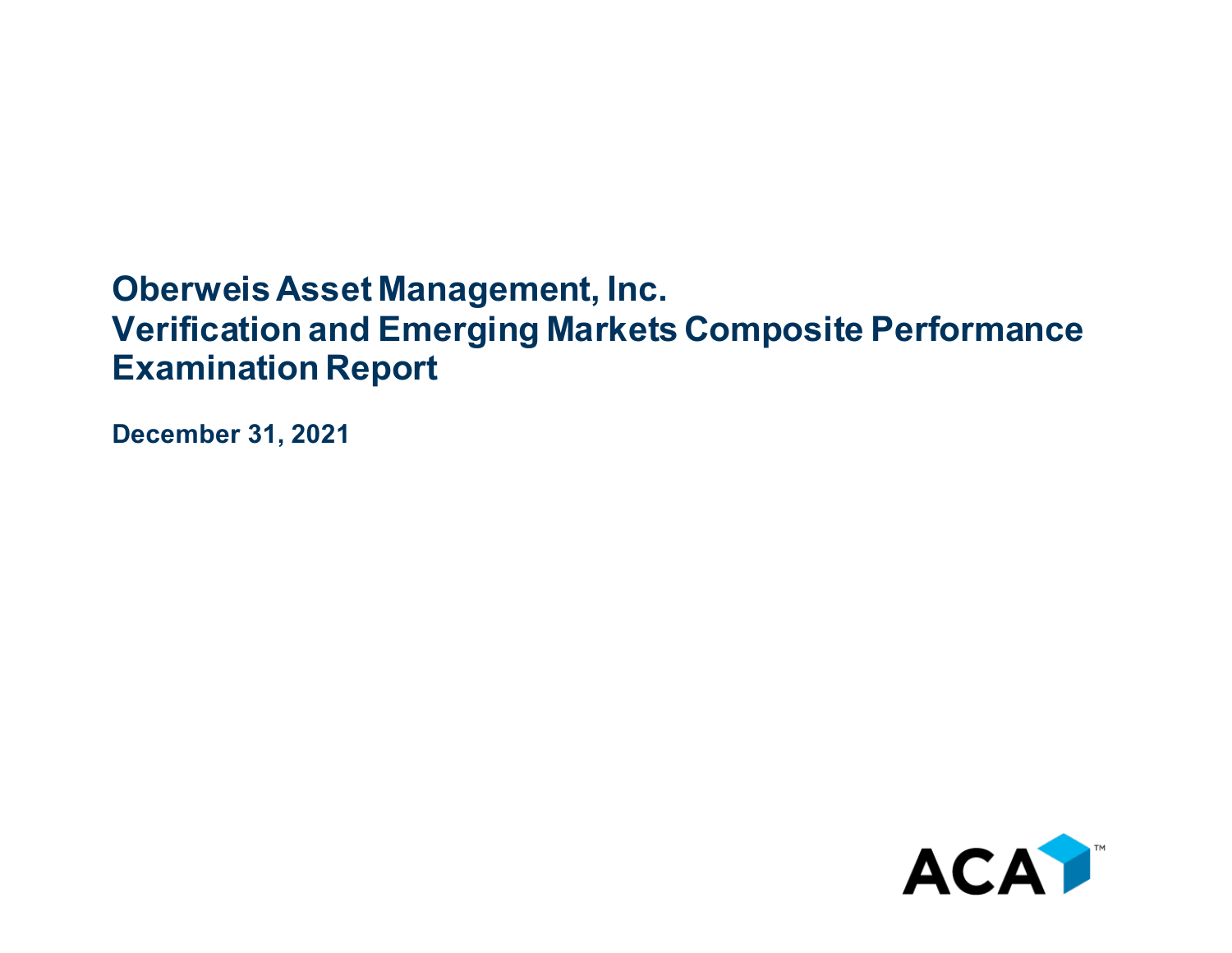# Oberweis Asset Management, Inc.
# Verification and Emerging Markets Composite Performance Examination Report

**December 31, 2021**

ACA™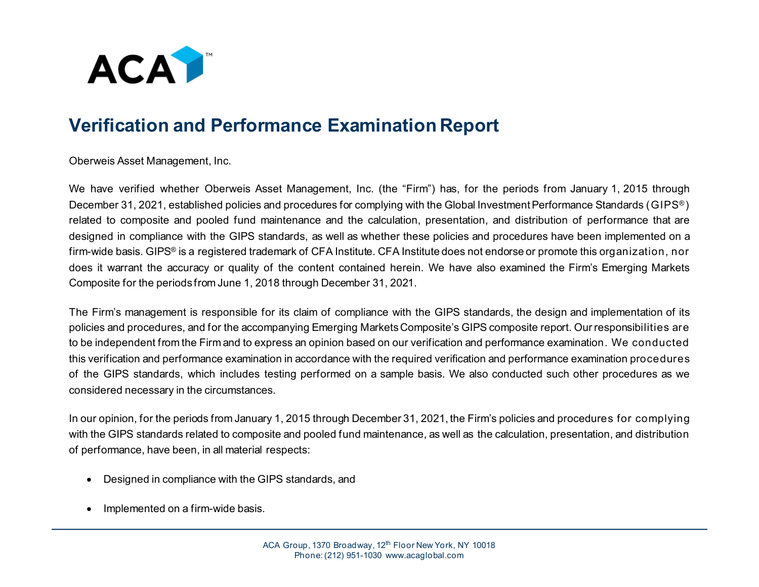# Verification and Performance Examination Report

Oberweis Asset Management, Inc.

We have verified whether Oberweis Asset Management, Inc. (the "Firm") has, for the periods from January 1, 2015 through December 31, 2021, established policies and procedures for complying with the Global Investment Performance Standards (GIPS®) related to composite and pooled fund maintenance and the calculation, presentation, and distribution of performance that are designed in compliance with the GIPS standards, as well as whether these policies and procedures have been implemented on a firm-wide basis. GIPS® is a registered trademark of CFA Institute. CFA Institute does not endorse or promote this organization, nor does it warrant the accuracy or quality of the content contained herein. We have also examined the Firm's Emerging Markets Composite for the periods from June 1, 2018 through December 31, 2021.

The Firm's management is responsible for its claim of compliance with the GIPS standards, the design and implementation of its policies and procedures, and for the accompanying Emerging Markets Composite's GIPS composite report. Our responsibilities are to be independent from the Firm and to express an opinion based on our verification and performance examination. We conducted this verification and performance examination in accordance with the required verification and performance examination procedures of the GIPS standards, which includes testing performed on a sample basis. We also conducted such other procedures as we considered necessary in the circumstances.

In our opinion, for the periods from January 1, 2015 through December 31, 2021, the Firm's policies and procedures for complying with the GIPS standards related to composite and pooled fund maintenance, as well as the calculation, presentation, and distribution of performance, have been, in all material respects:

- Designed in compliance with the GIPS standards, and
- Implemented on a firm-wide basis.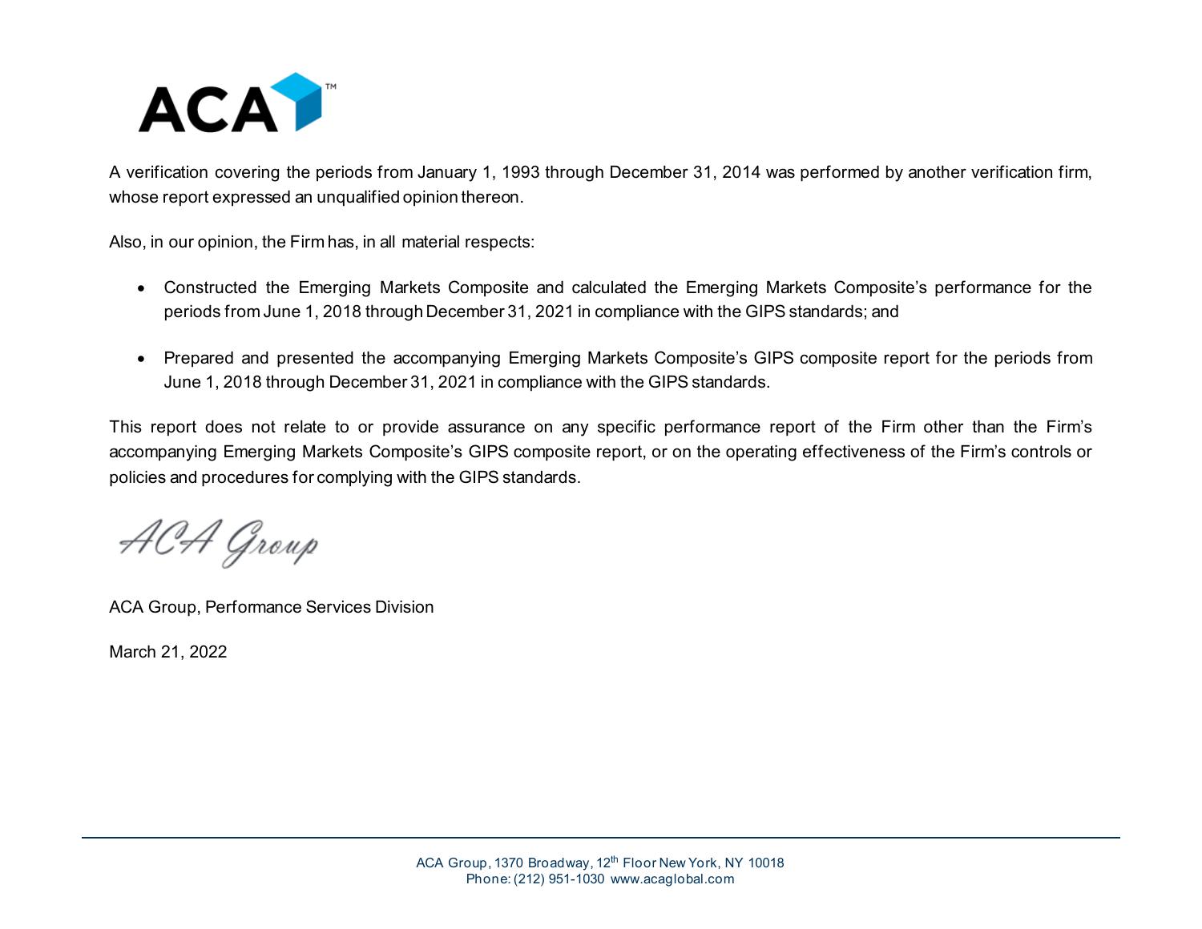A verification covering the periods from January 1, 1993 through December 31, 2014 was performed by another verification firm, whose report expressed an unqualified opinion thereon.

Also, in our opinion, the Firm has, in all material respects:

- Constructed the Emerging Markets Composite and calculated the Emerging Markets Composite's performance for the periods from June 1, 2018 through December 31, 2021 in compliance with the GIPS standards; and
- Prepared and presented the accompanying Emerging Markets Composite's GIPS composite report for the periods from June 1, 2018 through December 31, 2021 in compliance with the GIPS standards.

This report does not relate to or provide assurance on any specific performance report of the Firm other than the Firm's accompanying Emerging Markets Composite's GIPS composite report, or on the operating effectiveness of the Firm's controls or policies and procedures for complying with the GIPS standards.

ACA Group

ACA Group, Performance Services Division

March 21, 2022

ACA Group, 1370 Broadway, 12th Floor New York, NY 10018
Phone: (212) 951-1030 www.acaglobal.com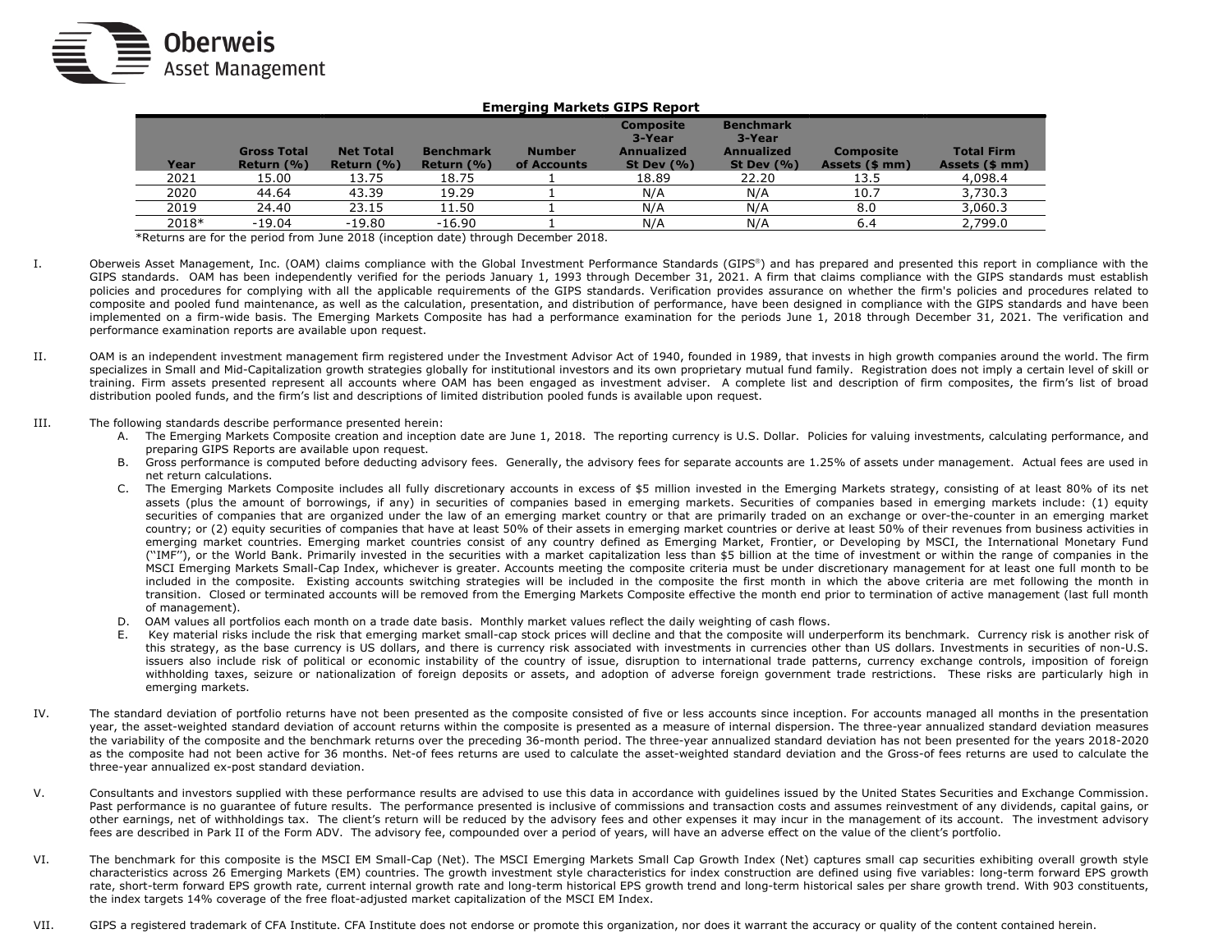# Oberweis Asset Management

## Emerging Markets GIPS Report

| Year | Gross Total Return (%) | Net Total Return (%) | Benchmark Return (%) | Number of Accounts | Composite 3-Year Annualized St Dev (%) | Benchmark 3-Year Annualized St Dev (%) | Composite Assets ($ mm) | Total Firm Assets ($ mm) |
|---|---|---|---|---|---|---|---|---|
| 2021 | 15.00 | 13.75 | 18.75 | 1 | 18.89 | 22.20 | 13.5 | 4,098.4 |
| 2020 | 44.64 | 43.39 | 19.29 | 1 | N/A | N/A | 10.7 | 3,730.3 |
| 2019 | 24.40 | 23.15 | 11.50 | 1 | N/A | N/A | 8.0 | 3,060.3 |
| 2018* | -19.04 | -19.80 | -16.90 | 1 | N/A | N/A | 6.4 | 2,799.0 |

*Returns are for the period from June 2018 (inception date) through December 2018.

I. Oberweis Asset Management, Inc. (OAM) claims compliance with the Global Investment Performance Standards (GIPS®) and has prepared and presented this report in compliance with the GIPS standards. OAM has been independently verified for the periods January 1, 1993 through December 31, 2021. A firm that claims compliance with the GIPS standards must establish policies and procedures for complying with all the applicable requirements of the GIPS standards. Verification provides assurance on whether the firm's policies and procedures related to composite and pooled fund maintenance, as well as the calculation, presentation, and distribution of performance, have been designed in compliance with the GIPS standards and have been implemented on a firm-wide basis. The Emerging Markets Composite has had a performance examination for the periods June 1, 2018 through December 31, 2021. The verification and performance examination reports are available upon request.

II. OAM is an independent investment management firm registered under the Investment Advisor Act of 1940, founded in 1989, that invests in high growth companies around the world. The firm specializes in Small and Mid-Capitalization growth strategies globally for institutional investors and its own proprietary mutual fund family. Registration does not imply a certain level of skill or training. Firm assets presented represent all accounts where OAM has been engaged as investment adviser. A complete list and description of firm composites, the firm's list of broad distribution pooled funds, and the firm's list and descriptions of limited distribution pooled funds is available upon request.

III. The following standards describe performance presented herein:

A. The Emerging Markets Composite creation and inception date are June 1, 2018. The reporting currency is U.S. Dollar. Policies for valuing investments, calculating performance, and preparing GIPS Reports are available upon request.

B. Gross performance is computed before deducting advisory fees. Generally, the advisory fees for separate accounts are 1.25% of assets under management. Actual fees are used in net return calculations.

C. The Emerging Markets Composite includes all fully discretionary accounts in excess of $5 million invested in the Emerging Markets strategy, consisting of at least 80% of its net assets (plus the amount of borrowings, if any) in securities of companies based in emerging markets. Securities of companies based in emerging markets include: (1) equity securities of companies that are organized under the law of an emerging market country or that are primarily traded on an exchange or over-the-counter in an emerging market country; or (2) equity securities of companies that have at least 50% of their assets in emerging market countries or derive at least 50% of their revenues from business activities in emerging market countries. Emerging market countries consist of any country defined as Emerging Market, Frontier, or Developing by MSCI, the International Monetary Fund ("IMF"), or the World Bank. Primarily invested in the securities with a market capitalization less than $5 billion at the time of investment or within the range of companies in the MSCI Emerging Markets Small-Cap Index, whichever is greater. Accounts meeting the composite criteria must be under discretionary management for at least one full month to be included in the composite. Existing accounts switching strategies will be included in the composite the first month in which the above criteria are met following the month in transition. Closed or terminated accounts will be removed from the Emerging Markets Composite effective the month end prior to termination of active management (last full month of management).

D. OAM values all portfolios each month on a trade date basis. Monthly market values reflect the daily weighting of cash flows.

E. Key material risks include the risk that emerging market small-cap stock prices will decline and that the composite will underperform its benchmark. Currency risk is another risk of this strategy, as the base currency is US dollars, and there is currency risk associated with investments in currencies other than US dollars. Investments in securities of non-U.S. issuers also include risk of political or economic instability of the country of issue, disruption to international trade patterns, currency exchange controls, imposition of foreign withholding taxes, seizure or nationalization of foreign deposits or assets, and adoption of adverse foreign government trade restrictions. These risks are particularly high in emerging markets.

IV. The standard deviation of portfolio returns have not been presented as the composite consisted of five or less accounts since inception. For accounts managed all months in the presentation year, the asset-weighted standard deviation of account returns within the composite is presented as a measure of internal dispersion. The three-year annualized standard deviation measures the variability of the composite and the benchmark returns over the preceding 36-month period. The three-year annualized standard deviation has not been presented for the years 2018-2020 as the composite had not been active for 36 months. Net-of fees returns are used to calculate the asset-weighted standard deviation and the Gross-of fees returns are used to calculate the three-year annualized ex-post standard deviation.

V. Consultants and investors supplied with these performance results are advised to use this data in accordance with guidelines issued by the United States Securities and Exchange Commission. Past performance is no guarantee of future results. The performance presented is inclusive of commissions and transaction costs and assumes reinvestment of any dividends, capital gains, or other earnings, net of withholdings tax. The client's return will be reduced by the advisory fees and other expenses it may incur in the management of its account. The investment advisory fees are described in Park II of the Form ADV. The advisory fee, compounded over a period of years, will have an adverse effect on the value of the client's portfolio.

VI. The benchmark for this composite is the MSCI EM Small-Cap (Net). The MSCI Emerging Markets Small Cap Growth Index (Net) captures small cap securities exhibiting overall growth style characteristics across 26 Emerging Markets (EM) countries. The growth investment style characteristics for index construction are defined using five variables: long-term forward EPS growth rate, short-term forward EPS growth rate, current internal growth rate and long-term historical EPS growth trend and long-term historical sales per share growth trend. With 903 constituents, the index targets 14% coverage of the free float-adjusted market capitalization of the MSCI EM Index.

VII. GIPS a registered trademark of CFA Institute. CFA Institute does not endorse or promote this organization, nor does it warrant the accuracy or quality of the content contained herein.